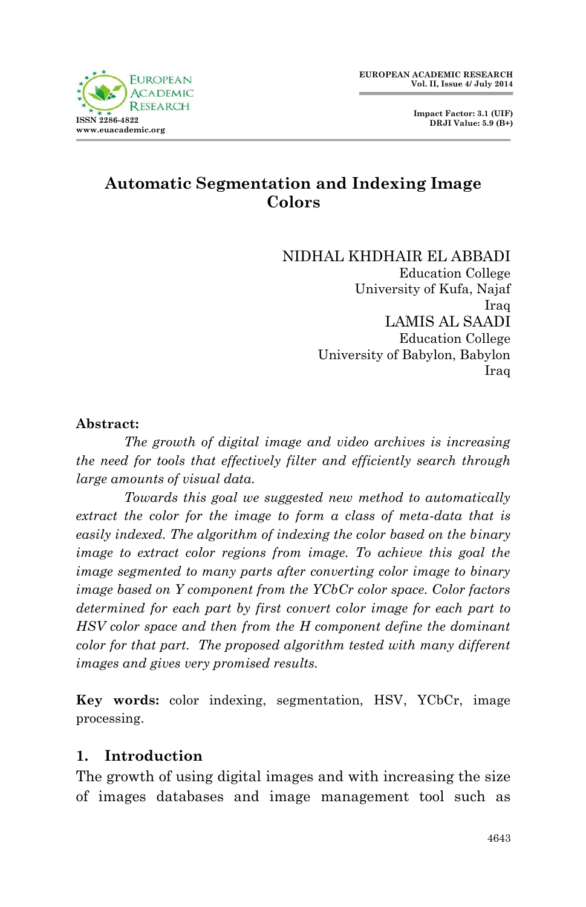# Automatic Segmentation and Indexing Image Colors

NIDHAL KHDHAIR EL ABBADI
Education College
University of Kufa, Najaf
Iraq

LAMIS AL SAADI
Education College
University of Babylon, Babylon
Iraq

**Abstract:**

*The growth of digital image and video archives is increasing the need for tools that effectively filter and efficiently search through large amounts of visual data.*

*Towards this goal we suggested new method to automatically extract the color for the image to form a class of meta-data that is easily indexed. The algorithm of indexing the color based on the binary image to extract color regions from image. To achieve this goal the image segmented to many parts after converting color image to binary image based on Y component from the YCbCr color space. Color factors determined for each part by first convert color image for each part to HSV color space and then from the H component define the dominant color for that part. The proposed algorithm tested with many different images and gives very promised results.*

**Key words:** color indexing, segmentation, HSV, YCbCr, image processing.

## 1. Introduction

The growth of using digital images and with increasing the size of images databases and image management tool such as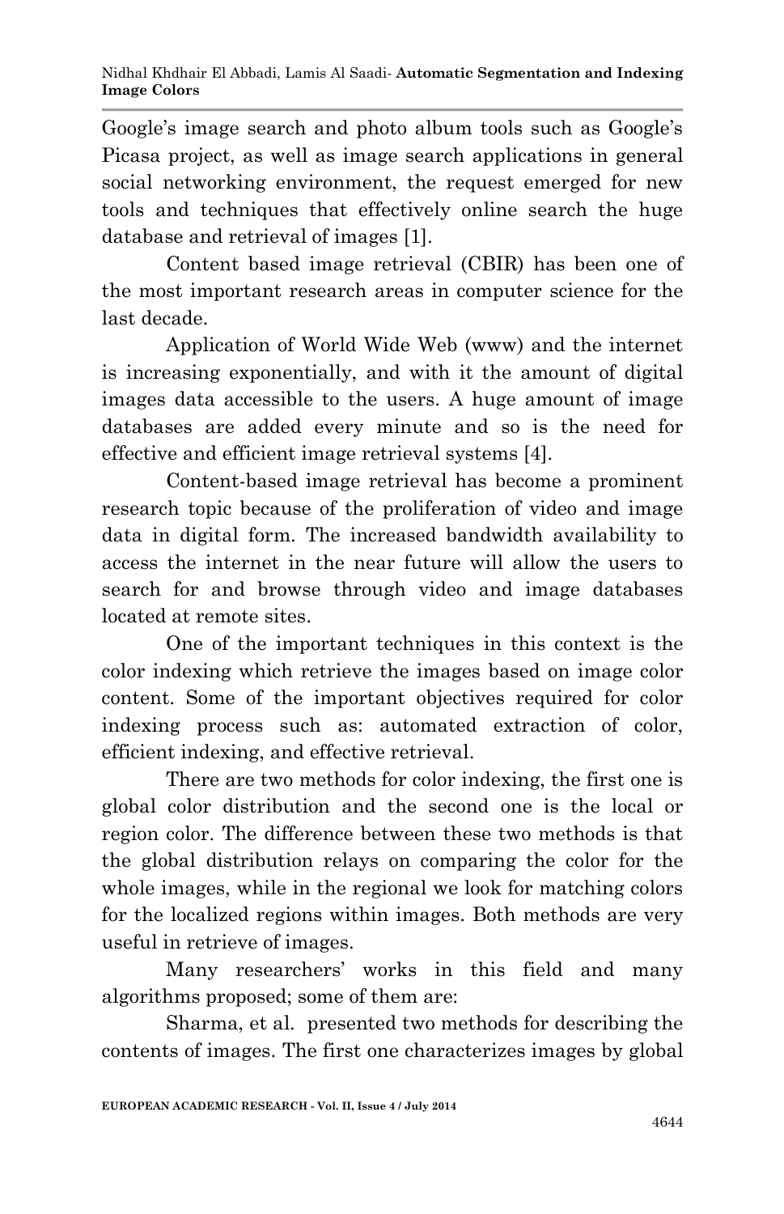Google's image search and photo album tools such as Google's Picasa project, as well as image search applications in general social networking environment, the request emerged for new tools and techniques that effectively online search the huge database and retrieval of images [1].

Content based image retrieval (CBIR) has been one of the most important research areas in computer science for the last decade.

Application of World Wide Web (www) and the internet is increasing exponentially, and with it the amount of digital images data accessible to the users. A huge amount of image databases are added every minute and so is the need for effective and efficient image retrieval systems [4].

Content-based image retrieval has become a prominent research topic because of the proliferation of video and image data in digital form. The increased bandwidth availability to access the internet in the near future will allow the users to search for and browse through video and image databases located at remote sites.

One of the important techniques in this context is the color indexing which retrieve the images based on image color content. Some of the important objectives required for color indexing process such as: automated extraction of color, efficient indexing, and effective retrieval.

There are two methods for color indexing, the first one is global color distribution and the second one is the local or region color. The difference between these two methods is that the global distribution relays on comparing the color for the whole images, while in the regional we look for matching colors for the localized regions within images. Both methods are very useful in retrieve of images.

Many researchers' works in this field and many algorithms proposed; some of them are:

Sharma, et al. presented two methods for describing the contents of images. The first one characterizes images by global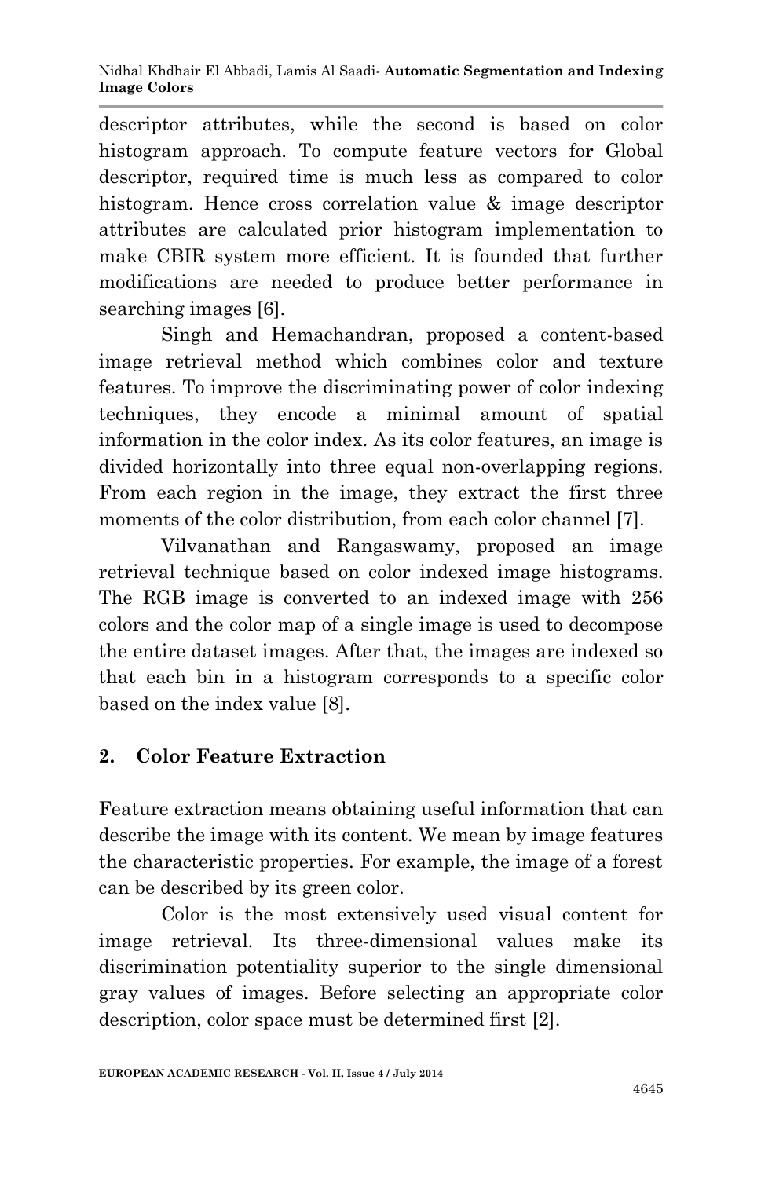descriptor attributes, while the second is based on color histogram approach. To compute feature vectors for Global descriptor, required time is much less as compared to color histogram. Hence cross correlation value & image descriptor attributes are calculated prior histogram implementation to make CBIR system more efficient. It is founded that further modifications are needed to produce better performance in searching images [6].

Singh and Hemachandran, proposed a content-based image retrieval method which combines color and texture features. To improve the discriminating power of color indexing techniques, they encode a minimal amount of spatial information in the color index. As its color features, an image is divided horizontally into three equal non-overlapping regions. From each region in the image, they extract the first three moments of the color distribution, from each color channel [7].

Vilvanathan and Rangaswamy, proposed an image retrieval technique based on color indexed image histograms. The RGB image is converted to an indexed image with 256 colors and the color map of a single image is used to decompose the entire dataset images. After that, the images are indexed so that each bin in a histogram corresponds to a specific color based on the index value [8].

## 2. Color Feature Extraction

Feature extraction means obtaining useful information that can describe the image with its content. We mean by image features the characteristic properties. For example, the image of a forest can be described by its green color.

Color is the most extensively used visual content for image retrieval. Its three-dimensional values make its discrimination potentiality superior to the single dimensional gray values of images. Before selecting an appropriate color description, color space must be determined first [2].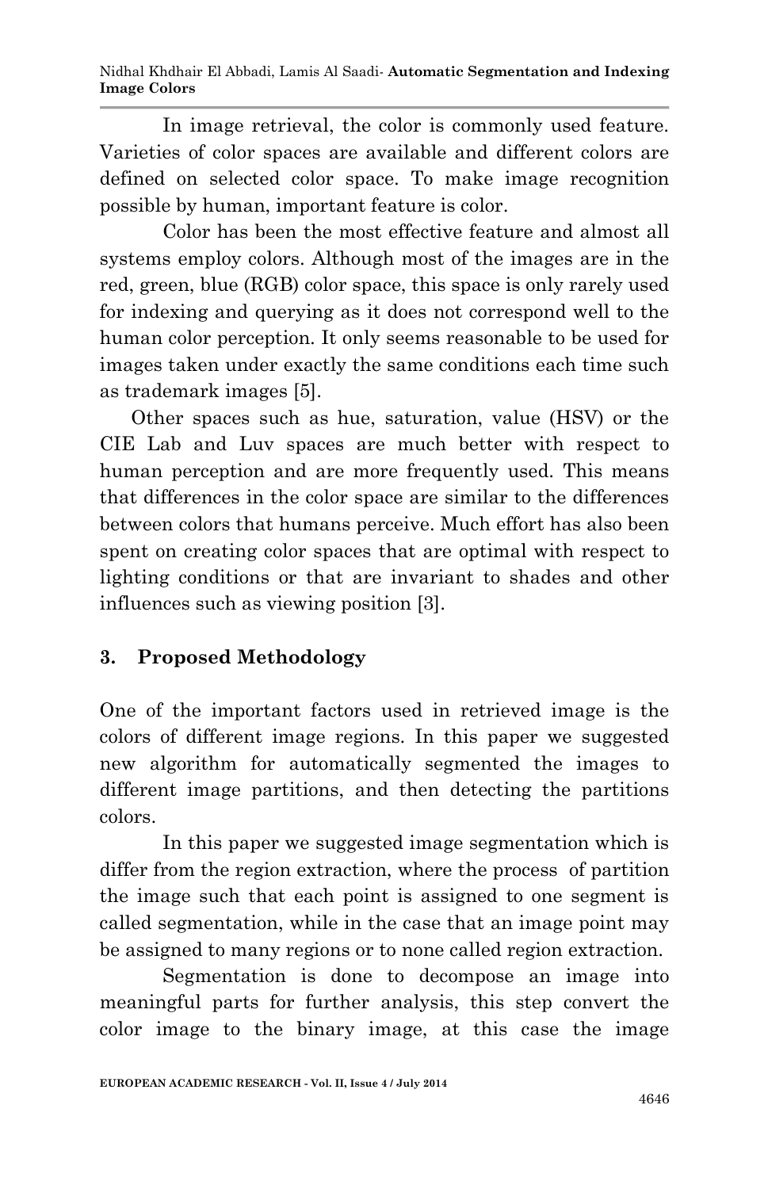In image retrieval, the color is commonly used feature. Varieties of color spaces are available and different colors are defined on selected color space. To make image recognition possible by human, important feature is color.

Color has been the most effective feature and almost all systems employ colors. Although most of the images are in the red, green, blue (RGB) color space, this space is only rarely used for indexing and querying as it does not correspond well to the human color perception. It only seems reasonable to be used for images taken under exactly the same conditions each time such as trademark images [5].

Other spaces such as hue, saturation, value (HSV) or the CIE Lab and Luv spaces are much better with respect to human perception and are more frequently used. This means that differences in the color space are similar to the differences between colors that humans perceive. Much effort has also been spent on creating color spaces that are optimal with respect to lighting conditions or that are invariant to shades and other influences such as viewing position [3].

## 3. Proposed Methodology

One of the important factors used in retrieved image is the colors of different image regions. In this paper we suggested new algorithm for automatically segmented the images to different image partitions, and then detecting the partitions colors.

In this paper we suggested image segmentation which is differ from the region extraction, where the process of partition the image such that each point is assigned to one segment is called segmentation, while in the case that an image point may be assigned to many regions or to none called region extraction.

Segmentation is done to decompose an image into meaningful parts for further analysis, this step convert the color image to the binary image, at this case the image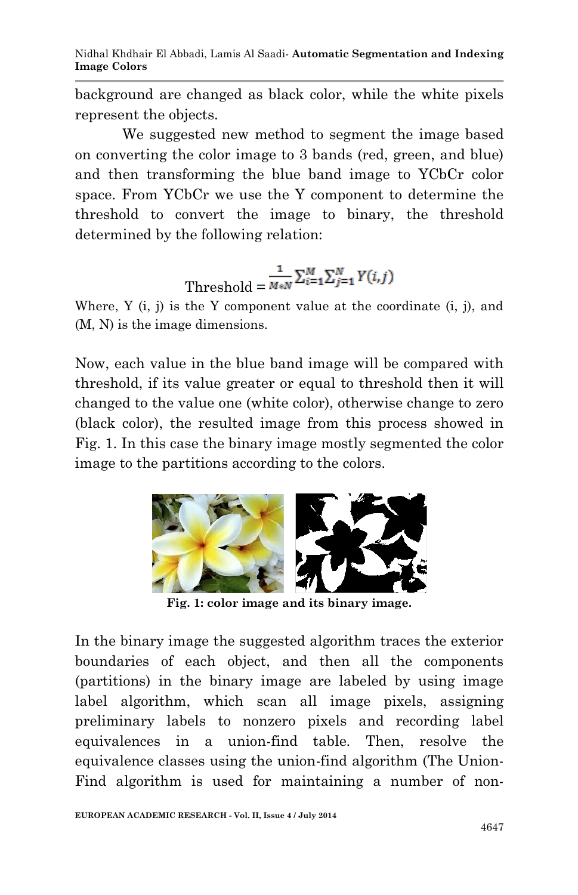background are changed as black color, while the white pixels represent the objects.

We suggested new method to segment the image based on converting the color image to 3 bands (red, green, and blue) and then transforming the blue band image to YCbCr color space. From YCbCr we use the Y component to determine the threshold to convert the image to binary, the threshold determined by the following relation:

$$\text{Threshold} = \frac{1}{M*N} \sum_{i=1}^{M} \sum_{j=1}^{N} Y(i,j)$$

Where, Y (i, j) is the Y component value at the coordinate (i, j), and (M, N) is the image dimensions.

Now, each value in the blue band image will be compared with threshold, if its value greater or equal to threshold then it will changed to the value one (white color), otherwise change to zero (black color), the resulted image from this process showed in Fig. 1. In this case the binary image mostly segmented the color image to the partitions according to the colors.

**Fig. 1: color image and its binary image.**

In the binary image the suggested algorithm traces the exterior boundaries of each object, and then all the components (partitions) in the binary image are labeled by using image label algorithm, which scan all image pixels, assigning preliminary labels to nonzero pixels and recording label equivalences in a union-find table. Then, resolve the equivalence classes using the union-find algorithm (The Union-Find algorithm is used for maintaining a number of non-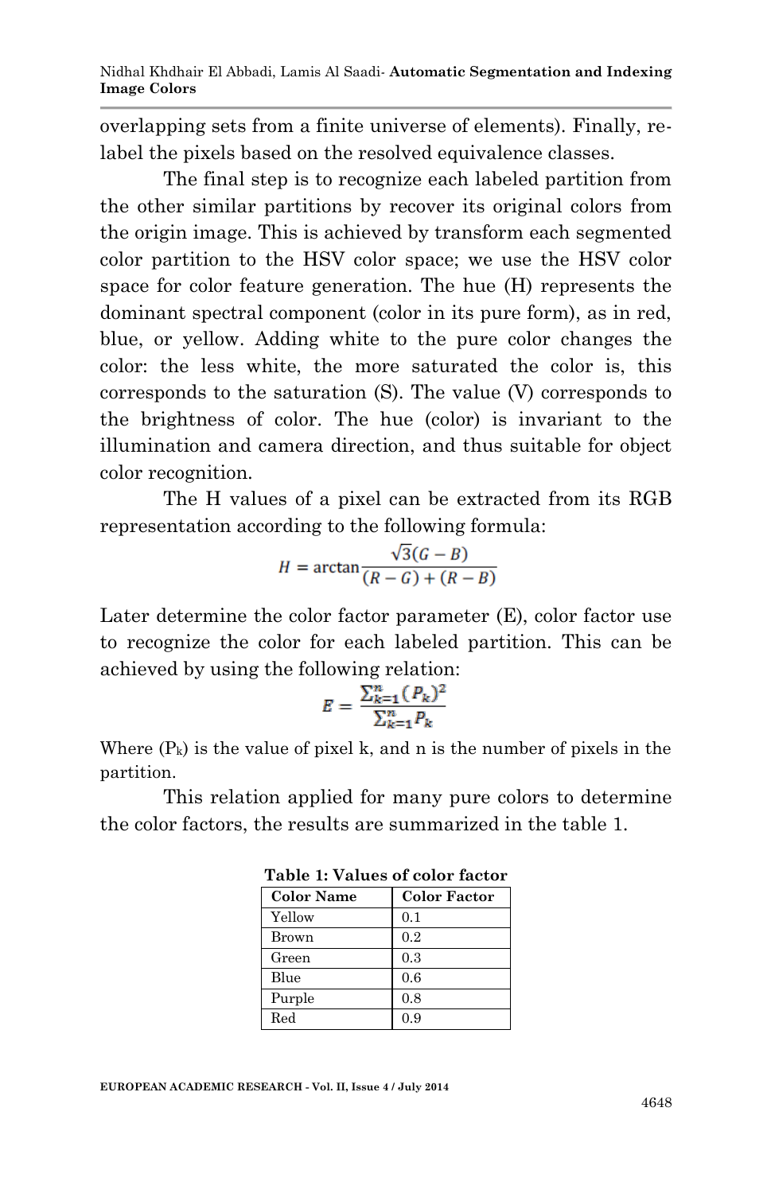overlapping sets from a finite universe of elements). Finally, re-label the pixels based on the resolved equivalence classes.

The final step is to recognize each labeled partition from the other similar partitions by recover its original colors from the origin image. This is achieved by transform each segmented color partition to the HSV color space; we use the HSV color space for color feature generation. The hue (H) represents the dominant spectral component (color in its pure form), as in red, blue, or yellow. Adding white to the pure color changes the color: the less white, the more saturated the color is, this corresponds to the saturation (S). The value (V) corresponds to the brightness of color. The hue (color) is invariant to the illumination and camera direction, and thus suitable for object color recognition.

The H values of a pixel can be extracted from its RGB representation according to the following formula:

$$H = \arctan \frac{\sqrt{3}(G - B)}{(R - G) + (R - B)}$$

Later determine the color factor parameter (E), color factor use to recognize the color for each labeled partition. This can be achieved by using the following relation:

$$E = \frac{\sum_{k=1}^{n} (P_k)^2}{\sum_{k=1}^{n} P_k}$$

Where ($P_k$) is the value of pixel k, and n is the number of pixels in the partition.

This relation applied for many pure colors to determine the color factors, the results are summarized in the table 1.

**Table 1: Values of color factor**

| Color Name | Color Factor |
|---|---|
| Yellow | 0.1 |
| Brown | 0.2 |
| Green | 0.3 |
| Blue | 0.6 |
| Purple | 0.8 |
| Red | 0.9 |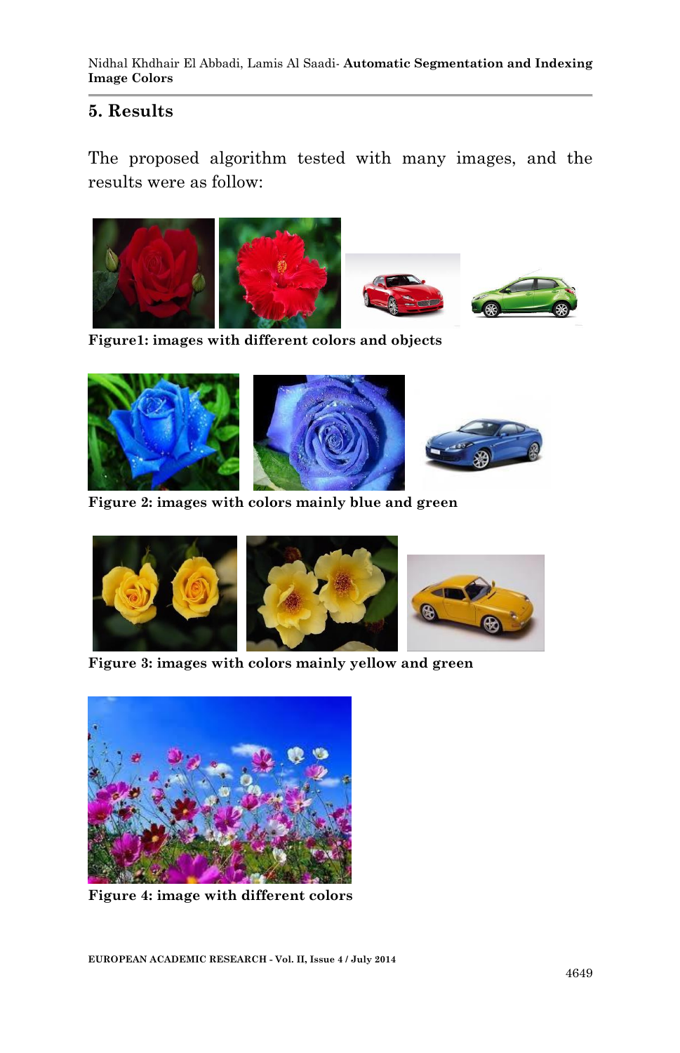## 5. Results

The proposed algorithm tested with many images, and the results were as follow:

**Figure1: images with different colors and objects**

**Figure 2: images with colors mainly blue and green**

**Figure 3: images with colors mainly yellow and green**

**Figure 4: image with different colors**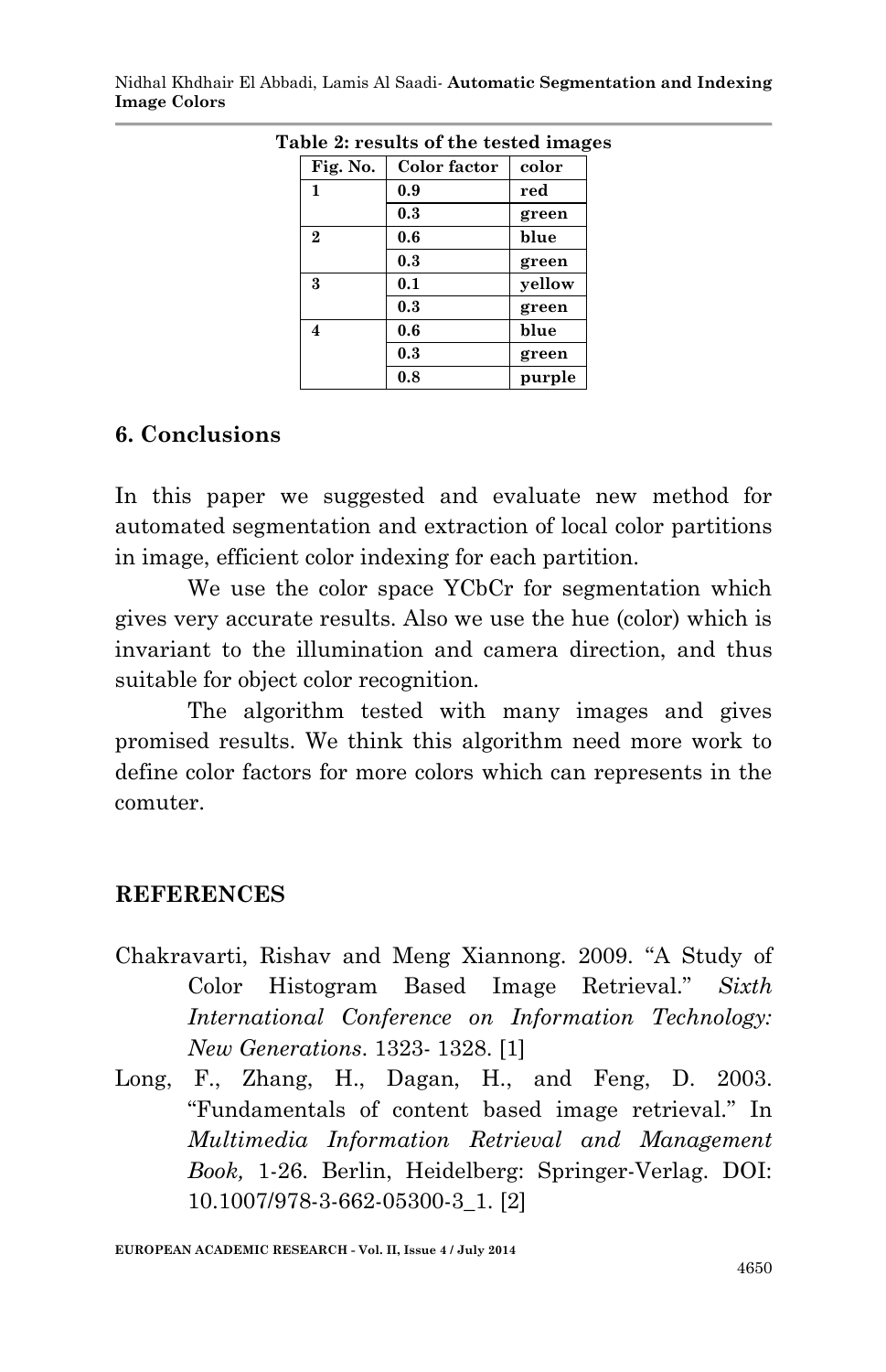**Table 2: results of the tested images**

| Fig. No. | Color factor | color |
|---|---|---|
| 1 | 0.9 | red |
| | 0.3 | green |
| 2 | 0.6 | blue |
| | 0.3 | green |
| 3 | 0.1 | yellow |
| | 0.3 | green |
| 4 | 0.6 | blue |
| | 0.3 | green |
| | 0.8 | purple |

## 6. Conclusions

In this paper we suggested and evaluate new method for automated segmentation and extraction of local color partitions in image, efficient color indexing for each partition.

We use the color space YCbCr for segmentation which gives very accurate results. Also we use the hue (color) which is invariant to the illumination and camera direction, and thus suitable for object color recognition.

The algorithm tested with many images and gives promised results. We think this algorithm need more work to define color factors for more colors which can represents in the comuter.

## REFERENCES

Chakravarti, Rishav and Meng Xiannong. 2009. "A Study of Color Histogram Based Image Retrieval." *Sixth International Conference on Information Technology: New Generations*. 1323- 1328. [1]

Long, F., Zhang, H., Dagan, H., and Feng, D. 2003. "Fundamentals of content based image retrieval." In *Multimedia Information Retrieval and Management Book,* 1-26. Berlin, Heidelberg: Springer-Verlag. DOI: 10.1007/978-3-662-05300-3_1. [2]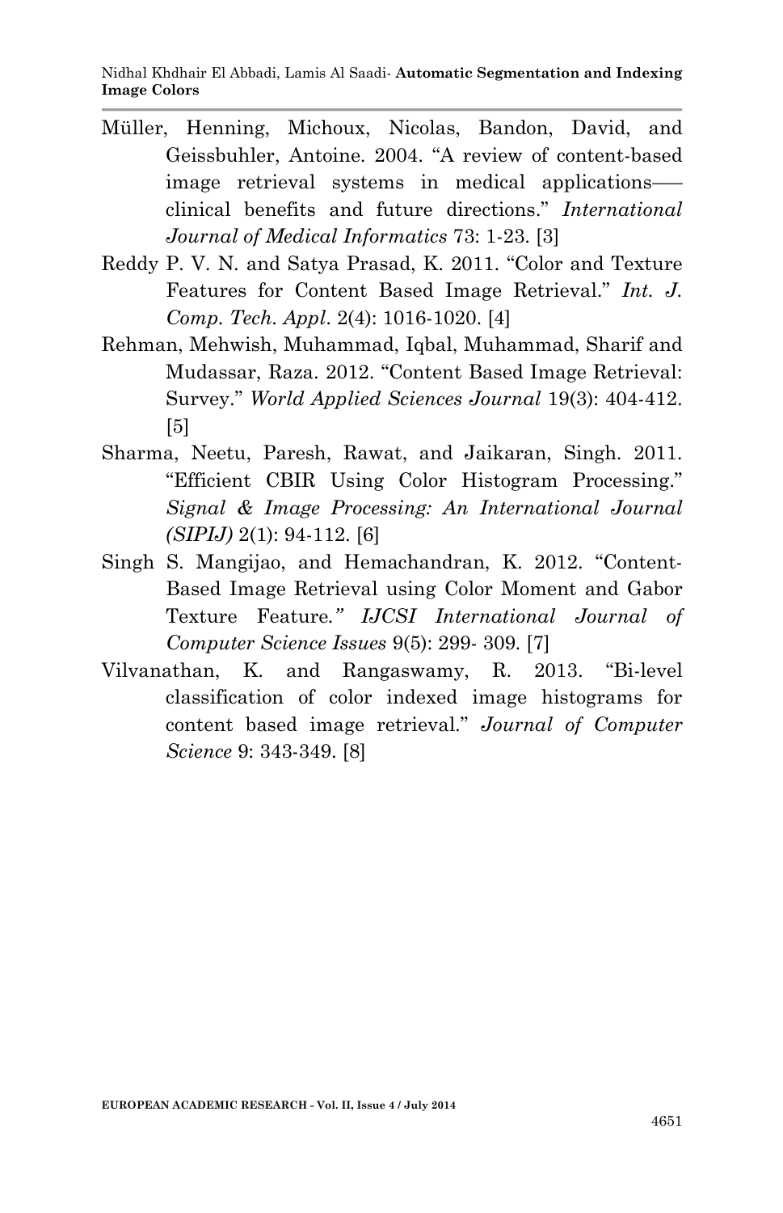Müller, Henning, Michoux, Nicolas, Bandon, David, and Geissbuhler, Antoine. 2004. "A review of content-based image retrieval systems in medical applications—clinical benefits and future directions." *International Journal of Medical Informatics* 73: 1-23. [3]

Reddy P. V. N. and Satya Prasad, K. 2011. "Color and Texture Features for Content Based Image Retrieval." *Int. J. Comp. Tech. Appl*. 2(4): 1016-1020. [4]

Rehman, Mehwish, Muhammad, Iqbal, Muhammad, Sharif and Mudassar, Raza. 2012. "Content Based Image Retrieval: Survey." *World Applied Sciences Journal* 19(3): 404-412. [5]

Sharma, Neetu, Paresh, Rawat, and Jaikaran, Singh. 2011. "Efficient CBIR Using Color Histogram Processing." *Signal & Image Processing: An International Journal (SIPIJ)* 2(1): 94-112. [6]

Singh S. Mangijao, and Hemachandran, K. 2012. "Content-Based Image Retrieval using Color Moment and Gabor Texture Feature." *IJCSI International Journal of Computer Science Issues* 9(5): 299- 309. [7]

Vilvanathan, K. and Rangaswamy, R. 2013. "Bi-level classification of color indexed image histograms for content based image retrieval." *Journal of Computer Science* 9: 343-349. [8]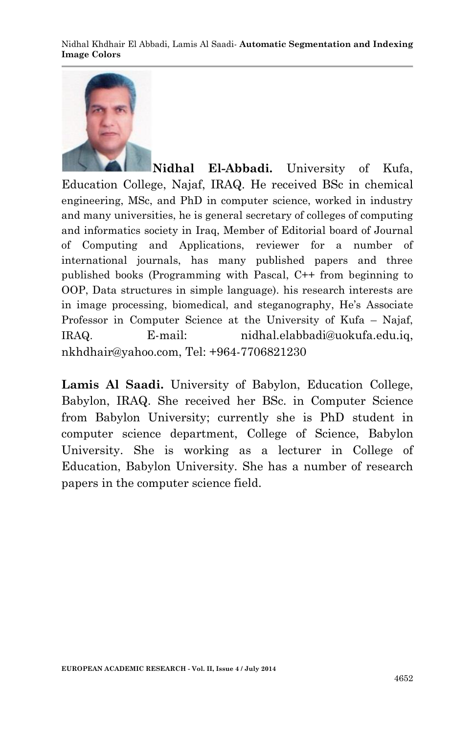**Nidhal El-Abbadi.** University of Kufa, Education College, Najaf, IRAQ. He received BSc in chemical engineering, MSc, and PhD in computer science, worked in industry and many universities, he is general secretary of colleges of computing and informatics society in Iraq, Member of Editorial board of Journal of Computing and Applications, reviewer for a number of international journals, has many published papers and three published books (Programming with Pascal, C++ from beginning to OOP, Data structures in simple language). his research interests are in image processing, biomedical, and steganography, He's Associate Professor in Computer Science at the University of Kufa – Najaf, IRAQ. E-mail: nidhal.elabbadi@uokufa.edu.iq, nkhdhair@yahoo.com, Tel: +964-7706821230

**Lamis Al Saadi.** University of Babylon, Education College, Babylon, IRAQ. She received her BSc. in Computer Science from Babylon University; currently she is PhD student in computer science department, College of Science, Babylon University. She is working as a lecturer in College of Education, Babylon University. She has a number of research papers in the computer science field.